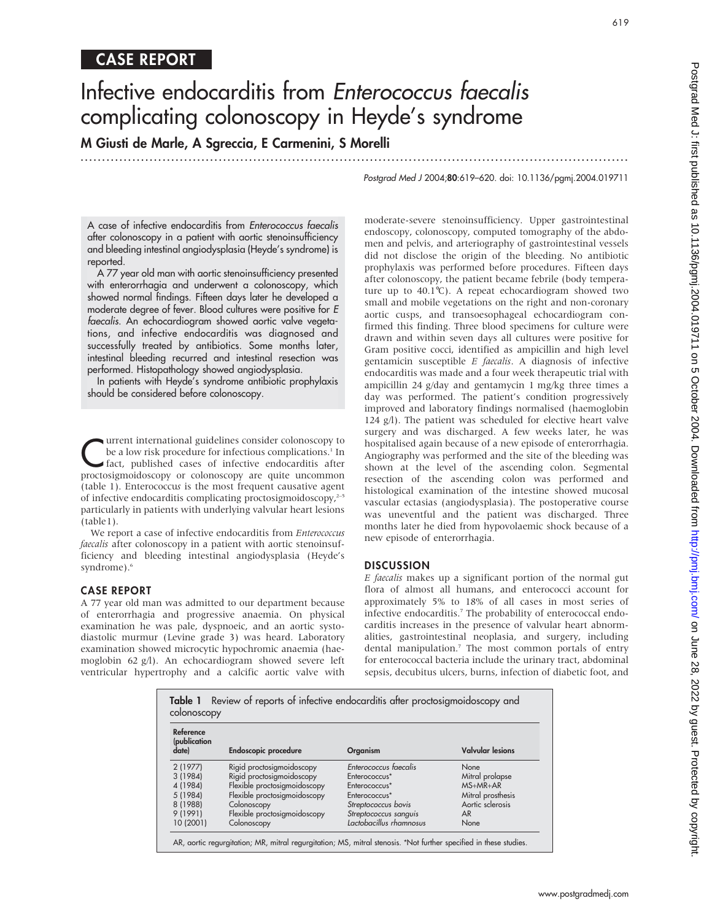CASE REPORT

# Infective endocarditis from *Enterococcus faecalis* complicating colonoscopy in Heyde's syndrome

**M Giusti de Marle, A Sgreccia, E Carmenini, S Morelli**

A case of infective endocarditis from *Enterococcus faecalis* after colonoscopy in a patient with aortic stenoinsufficiency and bleeding intestinal angiodysplasia (Heyde's syndrome) is reported.

A 77 year old man with aortic stenoinsufficiency presented with enterorrhagia and underwent a colonoscopy, which showed normal findings. Fifteen days later he developed a moderate degree of fever. Blood cultures were positive for *E faecalis*. An echocardiogram showed aortic valve vegetations, and infective endocarditis was diagnosed and successfully treated by antibiotics. Some months later, intestinal bleeding recurred and intestinal resection was performed. Histopathology showed angiodysplasia.

In patients with Heyde's syndrome antibiotic prophylaxis should be considered before colonoscopy.

Current international guidelines consider colonoscopy to be a low risk procedure for infectious complications.[1] In fact, published cases of infective endocarditis after proctosigmoidoscopy or colonoscopy are quite uncommon (table 1). Enterococcus is the most frequent causative agent of infective endocarditis complicating proctosigmoidoscopy,[2–5] particularly in patients with underlying valvular heart lesions (table1).

We report a case of infective endocarditis from *Enterococcus faecalis* after colonoscopy in a patient with aortic stenoinsufficiency and bleeding intestinal angiodysplasia (Heyde's syndrome).[6]

## CASE REPORT

A 77 year old man was admitted to our department because of enterorrhagia and progressive anaemia. On physical examination he was pale, dyspnoeic, and an aortic systodiastolic murmur (Levine grade 3) was heard. Laboratory examination showed microcytic hypochromic anaemia (haemoglobin 62 g/l). An echocardiogram showed severe left ventricular hypertrophy and a calcific aortic valve with moderate-severe stenoinsufficiency. Upper gastrointestinal endoscopy, colonoscopy, computed tomography of the abdomen and pelvis, and arteriography of gastrointestinal vessels did not disclose the origin of the bleeding. No antibiotic prophylaxis was performed before procedures. Fifteen days after colonoscopy, the patient became febrile (body temperature up to 40.1°C). A repeat echocardiogram showed two small and mobile vegetations on the right and non-coronary aortic cusps, and transoesophageal echocardiogram confirmed this finding. Three blood specimens for culture were drawn and within seven days all cultures were positive for Gram positive cocci, identified as ampicillin and high level gentamicin susceptible *E faecalis*. A diagnosis of infective endocarditis was made and a four week therapeutic trial with ampicillin 24 g/day and gentamycin 1 mg/kg three times a day was performed. The patient's condition progressively improved and laboratory findings normalised (haemoglobin 124 g/l). The patient was scheduled for elective heart valve surgery and was discharged. A few weeks later, he was hospitalised again because of a new episode of enterorrhagia. Angiography was performed and the site of the bleeding was shown at the level of the ascending colon. Segmental resection of the ascending colon was performed and histological examination of the intestine showed mucosal vascular ectasias (angiodysplasia). The postoperative course was uneventful and the patient was discharged. Three months later he died from hypovolaemic shock because of a new episode of enterorrhagia.

## DISCUSSION

*E faecalis* makes up a significant portion of the normal gut flora of almost all humans, and enterococci account for approximately 5% to 18% of all cases in most series of infective endocarditis.[7] The probability of enterococcal endocarditis increases in the presence of valvular heart abnormalities, gastrointestinal neoplasia, and surgery, including dental manipulation.[7] The most common portals of entry for enterococcal bacteria include the urinary tract, abdominal sepsis, decubitus ulcers, burns, infection of diabetic foot, and

**Table 1** Review of reports of infective endocarditis after proctosigmoidoscopy and colonoscopy

| Reference (publication date) | Endoscopic procedure | Organism | Valvular lesions |
|---|---|---|---|
| 2 (1977) | Rigid proctosigmoidoscopy | *Enterococcus faecalis* | None |
| 3 (1984) | Rigid proctosigmoidoscopy | Enterococcus* | Mitral prolapse |
| 4 (1984) | Flexible proctosigmoidoscopy | Enterococcus* | MS+MR+AR |
| 5 (1984) | Flexible proctosigmoidoscopy | Enterococcus* | Mitral prosthesis |
| 8 (1988) | Colonoscopy | *Streptococcus bovis* | Aortic sclerosis |
| 9 (1991) | Flexible proctosigmoidoscopy | *Streptococcus sanguis* | AR |
| 10 (2001) | Colonoscopy | *Lactobacillus rhamnosus* | None |

AR, aortic regurgitation; MR, mitral regurgitation; MS, mitral stenosis. *Not further specified in these studies.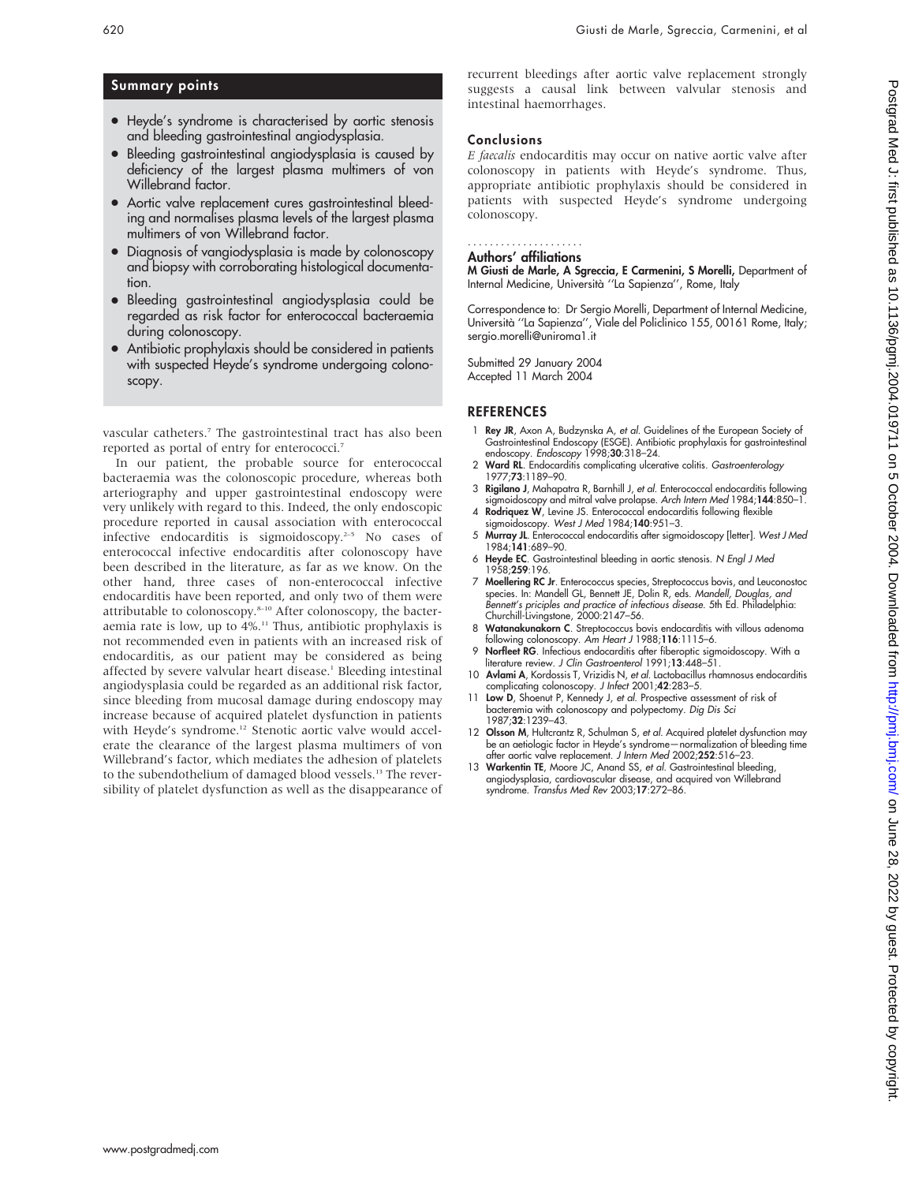## Summary points

- Heyde's syndrome is characterised by aortic stenosis and bleeding gastrointestinal angiodysplasia.
- Bleeding gastrointestinal angiodysplasia is caused by deficiency of the largest plasma multimers of von Willebrand factor.
- Aortic valve replacement cures gastrointestinal bleeding and normalises plasma levels of the largest plasma multimers of von Willebrand factor.
- Diagnosis of vangiodysplasia is made by colonoscopy and biopsy with corroborating histological documentation.
- Bleeding gastrointestinal angiodysplasia could be regarded as risk factor for enterococcal bacteraemia during colonoscopy.
- Antibiotic prophylaxis should be considered in patients with suspected Heyde's syndrome undergoing colonoscopy.

vascular catheters.[7] The gastrointestinal tract has also been reported as portal of entry for enterococci.[7]

In our patient, the probable source for enterococcal bacteraemia was the colonoscopic procedure, whereas both arteriography and upper gastrointestinal endoscopy were very unlikely with regard to this. Indeed, the only endoscopic procedure reported in causal association with enterococcal infective endocarditis is sigmoidoscopy.[2–5] No cases of enterococcal infective endocarditis after colonoscopy have been described in the literature, as far as we know. On the other hand, three cases of non-enterococcal infective endocarditis have been reported, and only two of them were attributable to colonoscopy.[8–10] After colonoscopy, the bacteraemia rate is low, up to 4%.[11] Thus, antibiotic prophylaxis is not recommended even in patients with an increased risk of endocarditis, as our patient may be considered as being affected by severe valvular heart disease.[1] Bleeding intestinal angiodysplasia could be regarded as an additional risk factor, since bleeding from mucosal damage during endoscopy may increase because of acquired platelet dysfunction in patients with Heyde's syndrome.[12] Stenotic aortic valve would accelerate the clearance of the largest plasma multimers of von Willebrand's factor, which mediates the adhesion of platelets to the subendothelium of damaged blood vessels.[13] The reversibility of platelet dysfunction as well as the disappearance of recurrent bleedings after aortic valve replacement strongly suggests a causal link between valvular stenosis and intestinal haemorrhages.

### Conclusions

*E faecalis* endocarditis may occur on native aortic valve after colonoscopy in patients with Heyde's syndrome. Thus, appropriate antibiotic prophylaxis should be considered in patients with suspected Heyde's syndrome undergoing colonoscopy.

### Authors' affiliations

**M Giusti de Marle, A Sgreccia, E Carmenini, S Morelli,** Department of Internal Medicine, Università ''La Sapienza'', Rome, Italy

Correspondence to: Dr Sergio Morelli, Department of Internal Medicine, Università ''La Sapienza'', Viale del Policlinico 155, 00161 Rome, Italy; sergio.morelli@uniroma1.it

Submitted 29 January 2004
Accepted 11 March 2004

## REFERENCES

1. **Rey JR**, Axon A, Budzynska A, *et al*. Guidelines of the European Society of Gastrointestinal Endoscopy (ESGE). Antibiotic prophylaxis for gastrointestinal endoscopy. *Endoscopy* 1998;**30**:318–24.
2. **Ward RL**. Endocarditis complicating ulcerative colitis. *Gastroenterology* 1977;**73**:1189–90.
3. **Rigilano J**, Mahapatra R, Barnhill J, *et al*. Enterococcal endocarditis following sigmoidoscopy and mitral valve prolapse. *Arch Intern Med* 1984;**144**:850–1.
4. **Rodriquez W**, Levine JS. Enterococcal endocarditis following flexible sigmoidoscopy. *West J Med* 1984;**140**:951–3.
5. **Murray JL**. Enterococcal endocarditis after sigmoidoscopy [letter]. *West J Med* 1984;**141**:689–90.
6. **Heyde EC**. Gastrointestinal bleeding in aortic stenosis. *N Engl J Med* 1958;**259**:196.
7. **Moellering RC Jr**. Enterococcus species, Streptococcus bovis, and Leuconostoc species. In: Mandell GL, Bennett JE, Dolin R, eds. *Mandell, Douglas, and Bennett's priciples and practice of infectious disease*. 5th Ed. Philadelphia: Churchill-Livingstone, 2000:2147–56.
8. **Watanakunakorn C**. Streptococcus bovis endocarditis with villous adenoma following colonoscopy. *Am Heart J* 1988;**116**:1115–6.
9. **Norfleet RG**. Infectious endocarditis after fiberoptic sigmoidoscopy. With a literature review. *J Clin Gastroenterol* 1991;**13**:448–51.
10. **Avlami A**, Kordossis T, Vrizidis N, *et al*. Lactobacillus rhamnosus endocarditis complicating colonoscopy. *J Infect* 2001;**42**:283–5.
11. **Low D**, Shoenut P, Kennedy J, *et al*. Prospective assessment of risk of bacteremia with colonoscopy and polypectomy. *Dig Dis Sci* 1987;**32**:1239–43.
12. **Olsson M**, Hultcrantz R, Schulman S, *et al*. Acquired platelet dysfunction may be an aetiologic factor in Heyde's syndrome—normalization of bleeding time after aortic valve replacement. *J Intern Med* 2002;**252**:516–23.
13. **Warkentin TE**, Moore JC, Anand SS, *et al*. Gastrointestinal bleeding, angiodysplasia, cardiovascular disease, and acquired von Willebrand syndrome. *Transfus Med Rev* 2003;**17**:272–86.